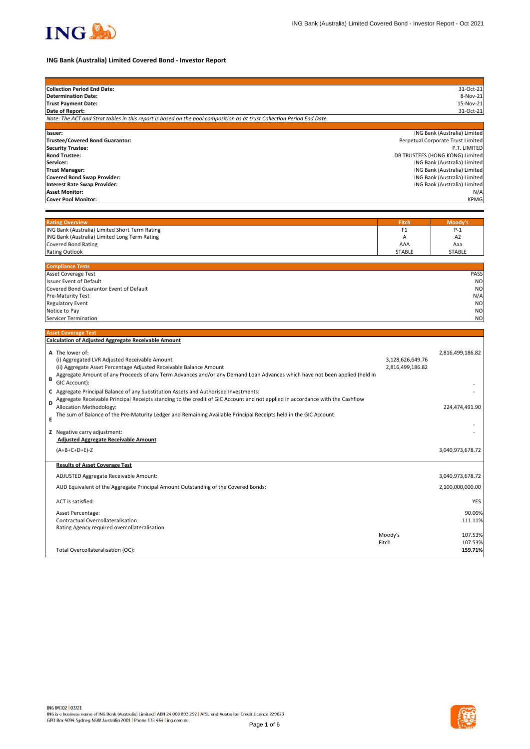# ING Bank (Australia) Limited Covered Bond - Investor Report

| | |
|---|---|
| **Collection Period End Date:** | 31-Oct-21 |
| **Determination Date:** | 8-Nov-21 |
| **Trust Payment Date:** | 15-Nov-21 |
| **Date of Report:** | 31-Oct-21 |

*Note: The ACT and Strat tables in this report is based on the pool composition as at trust Collection Period End Date.*

| | |
|---|---|
| **Issuer:** | ING Bank (Australia) Limited |
| **Trustee/Covered Bond Guarantor:** | Perpetual Corporate Trust Limited |
| **Security Trustee:** | P.T. LIMITED |
| **Bond Trustee:** | DB TRUSTEES (HONG KONG) Limited |
| **Servicer:** | ING Bank (Australia) Limited |
| **Trust Manager:** | ING Bank (Australia) Limited |
| **Covered Bond Swap Provider:** | ING Bank (Australia) Limited |
| **Interest Rate Swap Provider:** | ING Bank (Australia) Limited |
| **Asset Monitor:** | N/A |
| **Cover Pool Monitor:** | KPMG |

| Rating Overview | Fitch | Moody's |
|---|---|---|
| ING Bank (Australia) Limited Short Term Rating | F1 | P-1 |
| ING Bank (Australia) Limited Long Term Rating | A | A2 |
| Covered Bond Rating | AAA | Aaa |
| Rating Outlook | STABLE | STABLE |

| Compliance Tests | |
|---|---|
| Asset Coverage Test | PASS |
| Issuer Event of Default | NO |
| Covered Bond Guarantor Event of Default | NO |
| Pre-Maturity Test | N/A |
| Regulatory Event | NO |
| Notice to Pay | NO |
| Servicer Termination | NO |

## Asset Coverage Test

**Calculation of Adjusted Aggregate Receivable Amount**

| | | | |
|---|---|---|---|
| A | The lower of: | | 2,816,499,186.82 |
| | (i) Aggregated LVR Adjusted Receivable Amount | 3,128,626,649.76 | |
| | (ii) Aggregate Asset Percentage Adjusted Receivable Balance Amount | 2,816,499,186.82 | |
| B | Aggregate Amount of any Proceeds of any Term Advances and/or any Demand Loan Advances which have not been applied (held in GIC Account): | | - |
| C | Aggregate Principal Balance of any Substitution Assets and Authorised Investments: | | - |
| D | Aggregate Receivable Principal Receipts standing to the credit of GIC Account and not applied in accordance with the Cashflow Allocation Methodology: | | 224,474,491.90 |
| E | The sum of Balance of the Pre-Maturity Ledger and Remaining Available Principal Receipts held in the GIC Account: | | - |
| Z | Negative carry adjustment: | | - |
| | **Adjusted Aggregate Receivable Amount** | | |
| | (A+B+C+D+E)-Z | | 3,040,973,678.72 |

**Results of Asset Coverage Test**

| | | |
|---|---|---|
| ADJUSTED Aggregate Receivable Amount: | | 3,040,973,678.72 |
| AUD Equivalent of the Aggregate Principal Amount Outstanding of the Covered Bonds: | | 2,100,000,000.00 |
| ACT is satisfied: | | YES |
| Asset Percentage: | | 90.00% |
| Contractual Overcollateralisation: | | 111.11% |
| Rating Agency required overcollateralisation | | |
| | Moody's | 107.53% |
| | Fitch | 107.53% |
| Total Overcollateralisation (OC): | | **159.71%** |

ING IM102 | 03/21
ING is a business name of ING Bank (Australia) Limited | ABN 24 000 893 292 | AFSL and Australian Credit Licence 229823
GPO Box 4094 Sydney NSW Australia 2001 | Phone 133 464 | ing.com.au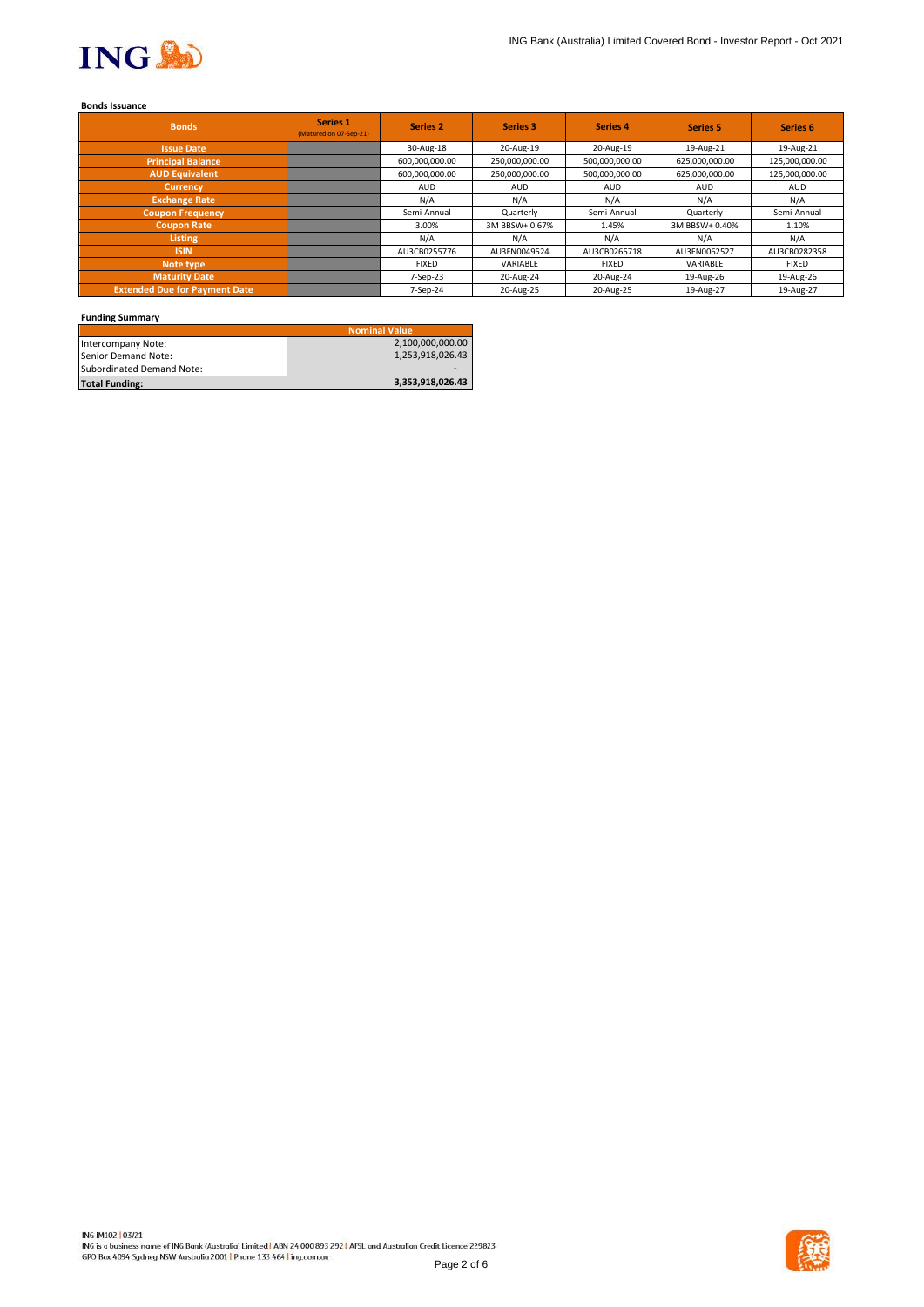**Bonds Issuance**

| Bonds | Series 1 (Matured on 07-Sep-21) | Series 2 | Series 3 | Series 4 | Series 5 | Series 6 |
|---|---|---|---|---|---|---|
| Issue Date | | 30-Aug-18 | 20-Aug-19 | 20-Aug-19 | 19-Aug-21 | 19-Aug-21 |
| Principal Balance | | 600,000,000.00 | 250,000,000.00 | 500,000,000.00 | 625,000,000.00 | 125,000,000.00 |
| AUD Equivalent | | 600,000,000.00 | 250,000,000.00 | 500,000,000.00 | 625,000,000.00 | 125,000,000.00 |
| Currency | | AUD | AUD | AUD | AUD | AUD |
| Exchange Rate | | N/A | N/A | N/A | N/A | N/A |
| Coupon Frequency | | Semi-Annual | Quarterly | Semi-Annual | Quarterly | Semi-Annual |
| Coupon Rate | | 3.00% | 3M BBSW+ 0.67% | 1.45% | 3M BBSW+ 0.40% | 1.10% |
| Listing | | N/A | N/A | N/A | N/A | N/A |
| ISIN | | AU3CB0255776 | AU3FN0049524 | AU3CB0265718 | AU3FN0062527 | AU3CB0282358 |
| Note type | | FIXED | VARIABLE | FIXED | VARIABLE | FIXED |
| Maturity Date | | 7-Sep-23 | 20-Aug-24 | 20-Aug-24 | 19-Aug-26 | 19-Aug-26 |
| Extended Due for Payment Date | | 7-Sep-24 | 20-Aug-25 | 20-Aug-25 | 19-Aug-27 | 19-Aug-27 |

**Funding Summary**

| | Nominal Value |
|---|---|
| Intercompany Note: | 2,100,000,000.00 |
| Senior Demand Note: | 1,253,918,026.43 |
| Subordinated Demand Note: | - |
| **Total Funding:** | **3,353,918,026.43** |

ING IM102 | 03/21
ING is a business name of ING Bank (Australia) Limited | ABN 24 000 893 292 | AFSL and Australian Credit Licence 229823
GPO Box 4094 Sydney NSW Australia 2001 | Phone 133 464 | ing.com.au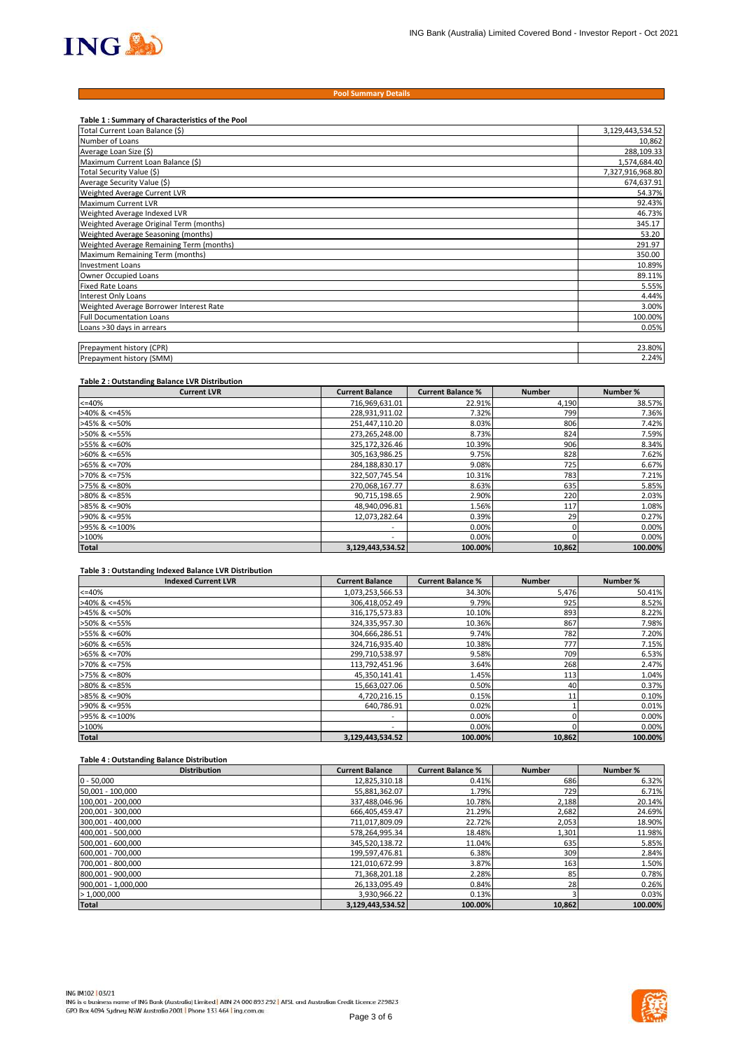## Pool Summary Details

### Table 1 : Summary of Characteristics of the Pool

| | |
|---|---|
| Total Current Loan Balance ($) | 3,129,443,534.52 |
| Number of Loans | 10,862 |
| Average Loan Size ($) | 288,109.33 |
| Maximum Current Loan Balance ($) | 1,574,684.40 |
| Total Security Value ($) | 7,327,916,968.80 |
| Average Security Value ($) | 674,637.91 |
| Weighted Average Current LVR | 54.37% |
| Maximum Current LVR | 92.43% |
| Weighted Average Indexed LVR | 46.73% |
| Weighted Average Original Term (months) | 345.17 |
| Weighted Average Seasoning (months) | 53.20 |
| Weighted Average Remaining Term (months) | 291.97 |
| Maximum Remaining Term (months) | 350.00 |
| Investment Loans | 10.89% |
| Owner Occupied Loans | 89.11% |
| Fixed Rate Loans | 5.55% |
| Interest Only Loans | 4.44% |
| Weighted Average Borrower Interest Rate | 3.00% |
| Full Documentation Loans | 100.00% |
| Loans >30 days in arrears | 0.05% |
| | |
| Prepayment history (CPR) | 23.80% |
| Prepayment history (SMM) | 2.24% |

### Table 2 : Outstanding Balance LVR Distribution

| Current LVR | Current Balance | Current Balance % | Number | Number % |
|---|---|---|---|---|
| <=40% | 716,969,631.01 | 22.91% | 4,190 | 38.57% |
| >40% & <=45% | 228,931,911.02 | 7.32% | 799 | 7.36% |
| >45% & <=50% | 251,447,110.20 | 8.03% | 806 | 7.42% |
| >50% & <=55% | 273,265,248.00 | 8.73% | 824 | 7.59% |
| >55% & <=60% | 325,172,326.46 | 10.39% | 906 | 8.34% |
| >60% & <=65% | 305,163,986.25 | 9.75% | 828 | 7.62% |
| >65% & <=70% | 284,188,830.17 | 9.08% | 725 | 6.67% |
| >70% & <=75% | 322,507,745.54 | 10.31% | 783 | 7.21% |
| >75% & <=80% | 270,068,167.77 | 8.63% | 635 | 5.85% |
| >80% & <=85% | 90,715,198.65 | 2.90% | 220 | 2.03% |
| >85% & <=90% | 48,940,096.81 | 1.56% | 117 | 1.08% |
| >90% & <=95% | 12,073,282.64 | 0.39% | 29 | 0.27% |
| >95% & <=100% | - | 0.00% | 0 | 0.00% |
| >100% | - | 0.00% | 0 | 0.00% |
| **Total** | **3,129,443,534.52** | **100.00%** | **10,862** | **100.00%** |

### Table 3 : Outstanding Indexed Balance LVR Distribution

| Indexed Current LVR | Current Balance | Current Balance % | Number | Number % |
|---|---|---|---|---|
| <=40% | 1,073,253,566.53 | 34.30% | 5,476 | 50.41% |
| >40% & <=45% | 306,418,052.49 | 9.79% | 925 | 8.52% |
| >45% & <=50% | 316,175,573.83 | 10.10% | 893 | 8.22% |
| >50% & <=55% | 324,335,957.30 | 10.36% | 867 | 7.98% |
| >55% & <=60% | 304,666,286.51 | 9.74% | 782 | 7.20% |
| >60% & <=65% | 324,716,935.40 | 10.38% | 777 | 7.15% |
| >65% & <=70% | 299,710,538.97 | 9.58% | 709 | 6.53% |
| >70% & <=75% | 113,792,451.96 | 3.64% | 268 | 2.47% |
| >75% & <=80% | 45,350,141.41 | 1.45% | 113 | 1.04% |
| >80% & <=85% | 15,663,027.06 | 0.50% | 40 | 0.37% |
| >85% & <=90% | 4,720,216.15 | 0.15% | 11 | 0.10% |
| >90% & <=95% | 640,786.91 | 0.02% | 1 | 0.01% |
| >95% & <=100% | - | 0.00% | 0 | 0.00% |
| >100% | - | 0.00% | 0 | 0.00% |
| **Total** | **3,129,443,534.52** | **100.00%** | **10,862** | **100.00%** |

### Table 4 : Outstanding Balance Distribution

| Distribution | Current Balance | Current Balance % | Number | Number % |
|---|---|---|---|---|
| 0 - 50,000 | 12,825,310.18 | 0.41% | 686 | 6.32% |
| 50,001 - 100,000 | 55,881,362.07 | 1.79% | 729 | 6.71% |
| 100,001 - 200,000 | 337,488,046.96 | 10.78% | 2,188 | 20.14% |
| 200,001 - 300,000 | 666,405,459.47 | 21.29% | 2,682 | 24.69% |
| 300,001 - 400,000 | 711,017,809.09 | 22.72% | 2,053 | 18.90% |
| 400,001 - 500,000 | 578,264,995.34 | 18.48% | 1,301 | 11.98% |
| 500,001 - 600,000 | 345,520,138.72 | 11.04% | 635 | 5.85% |
| 600,001 - 700,000 | 199,597,476.81 | 6.38% | 309 | 2.84% |
| 700,001 - 800,000 | 121,010,672.99 | 3.87% | 163 | 1.50% |
| 800,001 - 900,000 | 71,368,201.18 | 2.28% | 85 | 0.78% |
| 900,001 - 1,000,000 | 26,133,095.49 | 0.84% | 28 | 0.26% |
| > 1,000,000 | 3,930,966.22 | 0.13% | 3 | 0.03% |
| **Total** | **3,129,443,534.52** | **100.00%** | **10,862** | **100.00%** |

ING IM102 | 03/21
ING is a business name of ING Bank (Australia) Limited | ABN 24 000 893 292 | AFSL and Australian Credit Licence 229823
GPO Box 4094 Sydney NSW Australia 2001 | Phone 133 464 | ing.com.au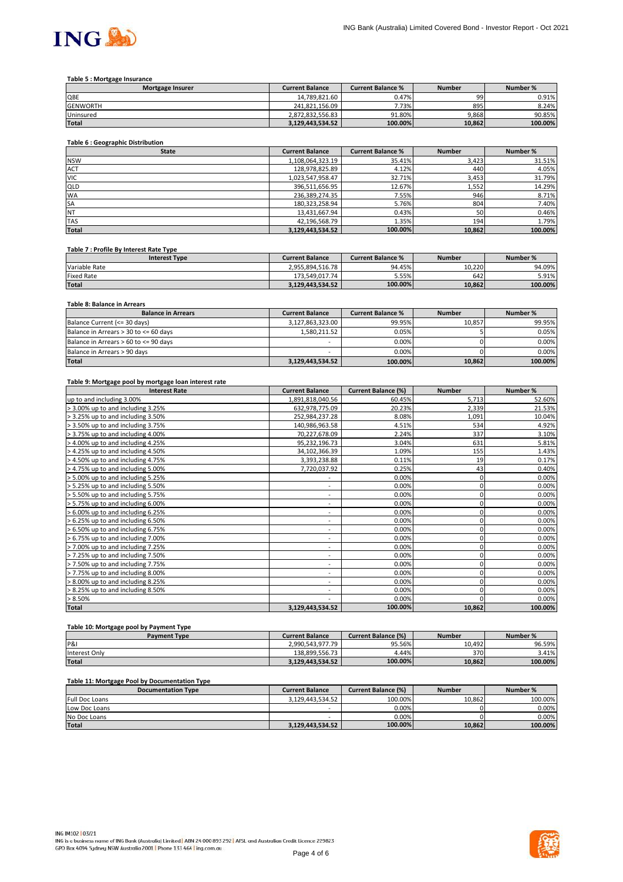**Table 5 : Mortgage Insurance**

| Mortgage Insurer | Current Balance | Current Balance % | Number | Number % |
|---|---|---|---|---|
| QBE | 14,789,821.60 | 0.47% | 99 | 0.91% |
| GENWORTH | 241,821,156.09 | 7.73% | 895 | 8.24% |
| Uninsured | 2,872,832,556.83 | 91.80% | 9,868 | 90.85% |
| **Total** | **3,129,443,534.52** | **100.00%** | **10,862** | **100.00%** |

**Table 6 : Geographic Distribution**

| State | Current Balance | Current Balance % | Number | Number % |
|---|---|---|---|---|
| NSW | 1,108,064,323.19 | 35.41% | 3,423 | 31.51% |
| ACT | 128,978,825.89 | 4.12% | 440 | 4.05% |
| VIC | 1,023,547,958.47 | 32.71% | 3,453 | 31.79% |
| QLD | 396,511,656.95 | 12.67% | 1,552 | 14.29% |
| WA | 236,389,274.35 | 7.55% | 946 | 8.71% |
| SA | 180,323,258.94 | 5.76% | 804 | 7.40% |
| NT | 13,431,667.94 | 0.43% | 50 | 0.46% |
| TAS | 42,196,568.79 | 1.35% | 194 | 1.79% |
| **Total** | **3,129,443,534.52** | **100.00%** | **10,862** | **100.00%** |

**Table 7 : Profile By Interest Rate Type**

| Interest Type | Current Balance | Current Balance % | Number | Number % |
|---|---|---|---|---|
| Variable Rate | 2,955,894,516.78 | 94.45% | 10,220 | 94.09% |
| Fixed Rate | 173,549,017.74 | 5.55% | 642 | 5.91% |
| **Total** | **3,129,443,534.52** | **100.00%** | **10,862** | **100.00%** |

**Table 8: Balance in Arrears**

| Balance in Arrears | Current Balance | Current Balance % | Number | Number % |
|---|---|---|---|---|
| Balance Current (<= 30 days) | 3,127,863,323.00 | 99.95% | 10,857 | 99.95% |
| Balance in Arrears > 30 to <= 60 days | 1,580,211.52 | 0.05% | 5 | 0.05% |
| Balance in Arrears > 60 to <= 90 days | - | 0.00% | 0 | 0.00% |
| Balance in Arrears > 90 days | - | 0.00% | 0 | 0.00% |
| **Total** | **3,129,443,534.52** | **100.00%** | **10,862** | **100.00%** |

**Table 9: Mortgage pool by mortgage loan interest rate**

| Interest Rate | Current Balance | Current Balance (%) | Number | Number % |
|---|---|---|---|---|
| up to and including 3.00% | 1,891,818,040.56 | 60.45% | 5,713 | 52.60% |
| > 3.00% up to and including 3.25% | 632,978,775.09 | 20.23% | 2,339 | 21.53% |
| > 3.25% up to and including 3.50% | 252,984,237.28 | 8.08% | 1,091 | 10.04% |
| > 3.50% up to and including 3.75% | 140,986,963.58 | 4.51% | 534 | 4.92% |
| > 3.75% up to and including 4.00% | 70,227,678.09 | 2.24% | 337 | 3.10% |
| > 4.00% up to and including 4.25% | 95,232,196.73 | 3.04% | 631 | 5.81% |
| > 4.25% up to and including 4.50% | 34,102,366.39 | 1.09% | 155 | 1.43% |
| > 4.50% up to and including 4.75% | 3,393,238.88 | 0.11% | 19 | 0.17% |
| > 4.75% up to and including 5.00% | 7,720,037.92 | 0.25% | 43 | 0.40% |
| > 5.00% up to and including 5.25% | - | 0.00% | 0 | 0.00% |
| > 5.25% up to and including 5.50% | - | 0.00% | 0 | 0.00% |
| > 5.50% up to and including 5.75% | - | 0.00% | 0 | 0.00% |
| > 5.75% up to and including 6.00% | - | 0.00% | 0 | 0.00% |
| > 6.00% up to and including 6.25% | - | 0.00% | 0 | 0.00% |
| > 6.25% up to and including 6.50% | - | 0.00% | 0 | 0.00% |
| > 6.50% up to and including 6.75% | - | 0.00% | 0 | 0.00% |
| > 6.75% up to and including 7.00% | - | 0.00% | 0 | 0.00% |
| > 7.00% up to and including 7.25% | - | 0.00% | 0 | 0.00% |
| > 7.25% up to and including 7.50% | - | 0.00% | 0 | 0.00% |
| > 7.50% up to and including 7.75% | - | 0.00% | 0 | 0.00% |
| > 7.75% up to and including 8.00% | - | 0.00% | 0 | 0.00% |
| > 8.00% up to and including 8.25% | - | 0.00% | 0 | 0.00% |
| > 8.25% up to and including 8.50% | - | 0.00% | 0 | 0.00% |
| > 8.50% | - | 0.00% | 0 | 0.00% |
| **Total** | **3,129,443,534.52** | **100.00%** | **10,862** | **100.00%** |

**Table 10: Mortgage pool by Payment Type**

| Payment Type | Current Balance | Current Balance (%) | Number | Number % |
|---|---|---|---|---|
| P&I | 2,990,543,977.79 | 95.56% | 10,492 | 96.59% |
| Interest Only | 138,899,556.73 | 4.44% | 370 | 3.41% |
| **Total** | **3,129,443,534.52** | **100.00%** | **10,862** | **100.00%** |

**Table 11: Mortgage Pool by Documentation Type**

| Documentation Type | Current Balance | Current Balance (%) | Number | Number % |
|---|---|---|---|---|
| Full Doc Loans | 3,129,443,534.52 | 100.00% | 10,862 | 100.00% |
| Low Doc Loans | - | 0.00% | 0 | 0.00% |
| No Doc Loans | - | 0.00% | 0 | 0.00% |
| **Total** | **3,129,443,534.52** | **100.00%** | **10,862** | **100.00%** |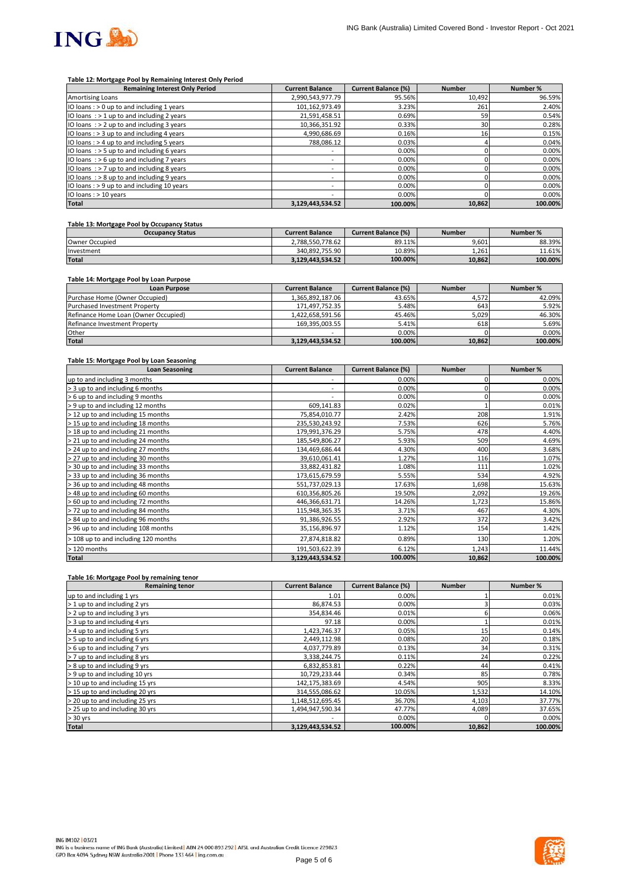### Table 12: Mortgage Pool by Remaining Interest Only Period

| Remaining Interest Only Period | Current Balance | Current Balance (%) | Number | Number % |
|---|---|---|---|---|
| Amortising Loans | 2,990,543,977.79 | 95.56% | 10,492 | 96.59% |
| IO loans : > 0 up to and including 1 years | 101,162,973.49 | 3.23% | 261 | 2.40% |
| IO loans : > 1 up to and including 2 years | 21,591,458.51 | 0.69% | 59 | 0.54% |
| IO loans : > 2 up to and including 3 years | 10,366,351.92 | 0.33% | 30 | 0.28% |
| IO loans : > 3 up to and including 4 years | 4,990,686.69 | 0.16% | 16 | 0.15% |
| IO loans : > 4 up to and including 5 years | 788,086.12 | 0.03% | 4 | 0.04% |
| IO loans : > 5 up to and including 6 years | - | 0.00% | 0 | 0.00% |
| IO loans : > 6 up to and including 7 years | - | 0.00% | 0 | 0.00% |
| IO loans : > 7 up to and including 8 years | - | 0.00% | 0 | 0.00% |
| IO loans : > 8 up to and including 9 years | - | 0.00% | 0 | 0.00% |
| IO loans : > 9 up to and including 10 years | - | 0.00% | 0 | 0.00% |
| IO loans : > 10 years | - | 0.00% | 0 | 0.00% |
| **Total** | **3,129,443,534.52** | **100.00%** | **10,862** | **100.00%** |

### Table 13: Mortgage Pool by Occupancy Status

| Occupancy Status | Current Balance | Current Balance (%) | Number | Number % |
|---|---|---|---|---|
| Owner Occupied | 2,788,550,778.62 | 89.11% | 9,601 | 88.39% |
| Investment | 340,892,755.90 | 10.89% | 1,261 | 11.61% |
| **Total** | **3,129,443,534.52** | **100.00%** | **10,862** | **100.00%** |

### Table 14: Mortgage Pool by Loan Purpose

| Loan Purpose | Current Balance | Current Balance (%) | Number | Number % |
|---|---|---|---|---|
| Purchase Home (Owner Occupied) | 1,365,892,187.06 | 43.65% | 4,572 | 42.09% |
| Purchased Investment Property | 171,497,752.35 | 5.48% | 643 | 5.92% |
| Refinance Home Loan (Owner Occupied) | 1,422,658,591.56 | 45.46% | 5,029 | 46.30% |
| Refinance Investment Property | 169,395,003.55 | 5.41% | 618 | 5.69% |
| Other | - | 0.00% | 0 | 0.00% |
| **Total** | **3,129,443,534.52** | **100.00%** | **10,862** | **100.00%** |

### Table 15: Mortgage Pool by Loan Seasoning

| Loan Seasoning | Current Balance | Current Balance (%) | Number | Number % |
|---|---|---|---|---|
| up to and including 3 months | - | 0.00% | 0 | 0.00% |
| > 3 up to and including 6 months | - | 0.00% | 0 | 0.00% |
| > 6 up to and including 9 months | - | 0.00% | 0 | 0.00% |
| > 9 up to and including 12 months | 609,141.83 | 0.02% | 1 | 0.01% |
| > 12 up to and including 15 months | 75,854,010.77 | 2.42% | 208 | 1.91% |
| > 15 up to and including 18 months | 235,530,243.92 | 7.53% | 626 | 5.76% |
| > 18 up to and including 21 months | 179,991,376.29 | 5.75% | 478 | 4.40% |
| > 21 up to and including 24 months | 185,549,806.27 | 5.93% | 509 | 4.69% |
| > 24 up to and including 27 months | 134,469,686.44 | 4.30% | 400 | 3.68% |
| > 27 up to and including 30 months | 39,610,061.41 | 1.27% | 116 | 1.07% |
| > 30 up to and including 33 months | 33,882,431.82 | 1.08% | 111 | 1.02% |
| > 33 up to and including 36 months | 173,615,679.59 | 5.55% | 534 | 4.92% |
| > 36 up to and including 48 months | 551,737,029.13 | 17.63% | 1,698 | 15.63% |
| > 48 up to and including 60 months | 610,356,805.26 | 19.50% | 2,092 | 19.26% |
| > 60 up to and including 72 months | 446,366,631.71 | 14.26% | 1,723 | 15.86% |
| > 72 up to and including 84 months | 115,948,365.35 | 3.71% | 467 | 4.30% |
| > 84 up to and including 96 months | 91,386,926.55 | 2.92% | 372 | 3.42% |
| > 96 up to and including 108 months | 35,156,896.97 | 1.12% | 154 | 1.42% |
| > 108 up to and including 120 months | 27,874,818.82 | 0.89% | 130 | 1.20% |
| > 120 months | 191,503,622.39 | 6.12% | 1,243 | 11.44% |
| **Total** | **3,129,443,534.52** | **100.00%** | **10,862** | **100.00%** |

### Table 16: Mortgage Pool by remaining tenor

| Remaining tenor | Current Balance | Current Balance (%) | Number | Number % |
|---|---|---|---|---|
| up to and including 1 yrs | 1.01 | 0.00% | 1 | 0.01% |
| > 1 up to and including 2 yrs | 86,874.53 | 0.00% | 3 | 0.03% |
| > 2 up to and including 3 yrs | 354,834.46 | 0.01% | 6 | 0.06% |
| > 3 up to and including 4 yrs | 97.18 | 0.00% | 1 | 0.01% |
| > 4 up to and including 5 yrs | 1,423,746.37 | 0.05% | 15 | 0.14% |
| > 5 up to and including 6 yrs | 2,449,112.98 | 0.08% | 20 | 0.18% |
| > 6 up to and including 7 yrs | 4,037,779.89 | 0.13% | 34 | 0.31% |
| > 7 up to and including 8 yrs | 3,338,244.75 | 0.11% | 24 | 0.22% |
| > 8 up to and including 9 yrs | 6,832,853.81 | 0.22% | 44 | 0.41% |
| > 9 up to and including 10 yrs | 10,729,233.44 | 0.34% | 85 | 0.78% |
| > 10 up to and including 15 yrs | 142,175,383.69 | 4.54% | 905 | 8.33% |
| > 15 up to and including 20 yrs | 314,555,086.62 | 10.05% | 1,532 | 14.10% |
| > 20 up to and including 25 yrs | 1,148,512,695.45 | 36.70% | 4,103 | 37.77% |
| > 25 up to and including 30 yrs | 1,494,947,590.34 | 47.77% | 4,089 | 37.65% |
| > 30 yrs | - | 0.00% | 0 | 0.00% |
| **Total** | **3,129,443,534.52** | **100.00%** | **10,862** | **100.00%** |

ING IM102 | 03/21
ING is a business name of ING Bank (Australia) Limited | ABN 24 000 893 292 | AFSL and Australian Credit Licence 229823
GPO Box 4094 Sydney NSW Australia 2001 | Phone 133 464 | ing.com.au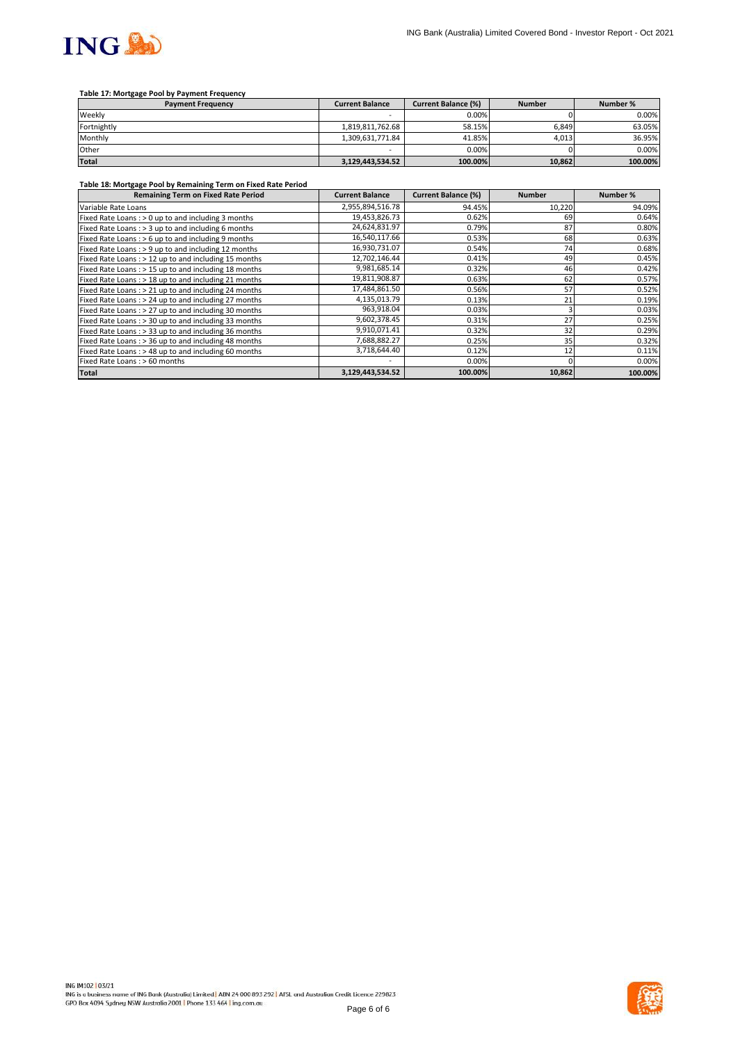**Table 17: Mortgage Pool by Payment Frequency**

| Payment Frequency | Current Balance | Current Balance (%) | Number | Number % |
|---|---|---|---|---|
| Weekly | - | 0.00% | 0 | 0.00% |
| Fortnightly | 1,819,811,762.68 | 58.15% | 6,849 | 63.05% |
| Monthly | 1,309,631,771.84 | 41.85% | 4,013 | 36.95% |
| Other | - | 0.00% | 0 | 0.00% |
| **Total** | **3,129,443,534.52** | **100.00%** | **10,862** | **100.00%** |

**Table 18: Mortgage Pool by Remaining Term on Fixed Rate Period**

| Remaining Term on Fixed Rate Period | Current Balance | Current Balance (%) | Number | Number % |
|---|---|---|---|---|
| Variable Rate Loans | 2,955,894,516.78 | 94.45% | 10,220 | 94.09% |
| Fixed Rate Loans : > 0 up to and including 3 months | 19,453,826.73 | 0.62% | 69 | 0.64% |
| Fixed Rate Loans : > 3 up to and including 6 months | 24,624,831.97 | 0.79% | 87 | 0.80% |
| Fixed Rate Loans : > 6 up to and including 9 months | 16,540,117.66 | 0.53% | 68 | 0.63% |
| Fixed Rate Loans : > 9 up to and including 12 months | 16,930,731.07 | 0.54% | 74 | 0.68% |
| Fixed Rate Loans : > 12 up to and including 15 months | 12,702,146.44 | 0.41% | 49 | 0.45% |
| Fixed Rate Loans : > 15 up to and including 18 months | 9,981,685.14 | 0.32% | 46 | 0.42% |
| Fixed Rate Loans : > 18 up to and including 21 months | 19,811,908.87 | 0.63% | 62 | 0.57% |
| Fixed Rate Loans : > 21 up to and including 24 months | 17,484,861.50 | 0.56% | 57 | 0.52% |
| Fixed Rate Loans : > 24 up to and including 27 months | 4,135,013.79 | 0.13% | 21 | 0.19% |
| Fixed Rate Loans : > 27 up to and including 30 months | 963,918.04 | 0.03% | 3 | 0.03% |
| Fixed Rate Loans : > 30 up to and including 33 months | 9,602,378.45 | 0.31% | 27 | 0.25% |
| Fixed Rate Loans : > 33 up to and including 36 months | 9,910,071.41 | 0.32% | 32 | 0.29% |
| Fixed Rate Loans : > 36 up to and including 48 months | 7,688,882.27 | 0.25% | 35 | 0.32% |
| Fixed Rate Loans : > 48 up to and including 60 months | 3,718,644.40 | 0.12% | 12 | 0.11% |
| Fixed Rate Loans : > 60 months | - | 0.00% | 0 | 0.00% |
| **Total** | **3,129,443,534.52** | **100.00%** | **10,862** | **100.00%** |

ING IM102 | 03/21
ING is a business name of ING Bank (Australia) Limited | ABN 24 000 893 292 | AFSL and Australian Credit Licence 229823
GPO Box 4094 Sydney NSW Australia 2001 | Phone 133 464 | ing.com.au